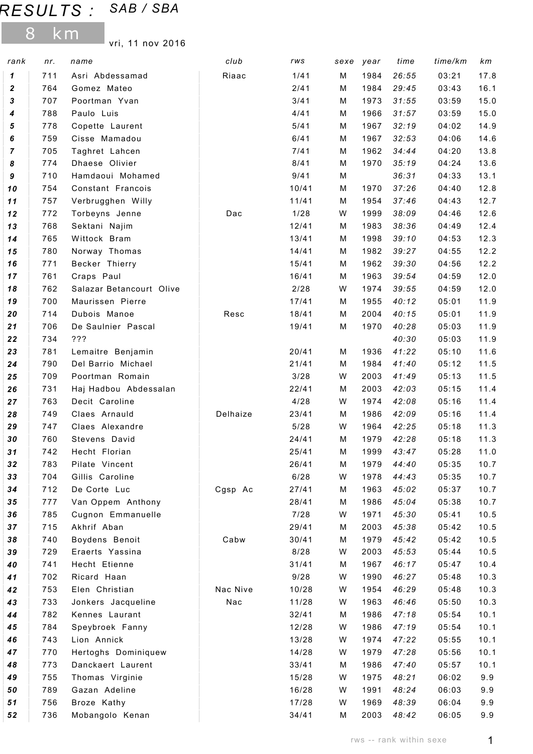# RESULTS : SAB / SBA

## 8 km

vri, 11 nov 2016

| rank | nr. | name | club | rws | sexe | year | time | time/km | km |
|---|---|---|---|---|---|---|---|---|---|
| **1** | 711 | Asri Abdessamad | Riaac | 1/41 | M | 1984 | *26:55* | 03:21 | 17.8 |
| **2** | 764 | Gomez Mateo | | 2/41 | M | 1984 | *29:45* | 03:43 | 16.1 |
| **3** | 707 | Poortman Yvan | | 3/41 | M | 1973 | *31:55* | 03:59 | 15.0 |
| **4** | 788 | Paulo Luis | | 4/41 | M | 1966 | *31:57* | 03:59 | 15.0 |
| **5** | 778 | Copette Laurent | | 5/41 | M | 1967 | *32:19* | 04:02 | 14.9 |
| **6** | 759 | Cisse Mamadou | | 6/41 | M | 1967 | *32:53* | 04:06 | 14.6 |
| **7** | 705 | Taghret Lahcen | | 7/41 | M | 1962 | *34:44* | 04:20 | 13.8 |
| **8** | 774 | Dhaese Olivier | | 8/41 | M | 1970 | *35:19* | 04:24 | 13.6 |
| **9** | 710 | Hamdaoui Mohamed | | 9/41 | M | | *36:31* | 04:33 | 13.1 |
| **10** | 754 | Constant Francois | | 10/41 | M | 1970 | *37:26* | 04:40 | 12.8 |
| **11** | 757 | Verbrugghen Willy | | 11/41 | M | 1954 | *37:46* | 04:43 | 12.7 |
| **12** | 772 | Torbeyns Jenne | Dac | 1/28 | W | 1999 | *38:09* | 04:46 | 12.6 |
| **13** | 768 | Sektani Najim | | 12/41 | M | 1983 | *38:36* | 04:49 | 12.4 |
| **14** | 765 | Wittock Bram | | 13/41 | M | 1998 | *39:10* | 04:53 | 12.3 |
| **15** | 780 | Norway Thomas | | 14/41 | M | 1982 | *39:27* | 04:55 | 12.2 |
| **16** | 771 | Becker Thierry | | 15/41 | M | 1962 | *39:30* | 04:56 | 12.2 |
| **17** | 761 | Craps Paul | | 16/41 | M | 1963 | *39:54* | 04:59 | 12.0 |
| **18** | 762 | Salazar Betancourt Olive | | 2/28 | W | 1974 | *39:55* | 04:59 | 12.0 |
| **19** | 700 | Maurissen Pierre | | 17/41 | M | 1955 | *40:12* | 05:01 | 11.9 |
| **20** | 714 | Dubois Manoe | Resc | 18/41 | M | 2004 | *40:15* | 05:01 | 11.9 |
| **21** | 706 | De Saulnier Pascal | | 19/41 | M | 1970 | *40:28* | 05:03 | 11.9 |
| **22** | 734 | ??? | | | | | *40:30* | 05:03 | 11.9 |
| **23** | 781 | Lemaitre Benjamin | | 20/41 | M | 1936 | *41:22* | 05:10 | 11.6 |
| **24** | 790 | Del Barrio Michael | | 21/41 | M | 1984 | *41:40* | 05:12 | 11.5 |
| **25** | 709 | Poortman Romain | | 3/28 | W | 2003 | *41:49* | 05:13 | 11.5 |
| **26** | 731 | Haj Hadbou Abdessalan | | 22/41 | M | 2003 | *42:03* | 05:15 | 11.4 |
| **27** | 763 | Decit Caroline | | 4/28 | W | 1974 | *42:08* | 05:16 | 11.4 |
| **28** | 749 | Claes Arnauld | Delhaize | 23/41 | M | 1986 | *42:09* | 05:16 | 11.4 |
| **29** | 747 | Claes Alexandre | | 5/28 | W | 1964 | *42:25* | 05:18 | 11.3 |
| **30** | 760 | Stevens David | | 24/41 | M | 1979 | *42:28* | 05:18 | 11.3 |
| **31** | 742 | Hecht Florian | | 25/41 | M | 1999 | *43:47* | 05:28 | 11.0 |
| **32** | 783 | Pilate Vincent | | 26/41 | M | 1979 | *44:40* | 05:35 | 10.7 |
| **33** | 704 | Gillis Caroline | | 6/28 | W | 1978 | *44:43* | 05:35 | 10.7 |
| **34** | 712 | De Corte Luc | Cgsp Ac | 27/41 | M | 1963 | *45:02* | 05:37 | 10.7 |
| **35** | 777 | Van Oppem Anthony | | 28/41 | M | 1986 | *45:04* | 05:38 | 10.7 |
| **36** | 785 | Cugnon Emmanuelle | | 7/28 | W | 1971 | *45:30* | 05:41 | 10.5 |
| **37** | 715 | Akhrif Aban | | 29/41 | M | 2003 | *45:38* | 05:42 | 10.5 |
| **38** | 740 | Boydens Benoit | Cabw | 30/41 | M | 1979 | *45:42* | 05:42 | 10.5 |
| **39** | 729 | Eraerts Yassina | | 8/28 | W | 2003 | *45:53* | 05:44 | 10.5 |
| **40** | 741 | Hecht Etienne | | 31/41 | M | 1967 | *46:17* | 05:47 | 10.4 |
| **41** | 702 | Ricard Haan | | 9/28 | W | 1990 | *46:27* | 05:48 | 10.3 |
| **42** | 753 | Elen Christian | Nac Nive | 10/28 | W | 1954 | *46:29* | 05:48 | 10.3 |
| **43** | 733 | Jonkers Jacqueline | Nac | 11/28 | W | 1963 | *46:46* | 05:50 | 10.3 |
| **44** | 782 | Kennes Laurant | | 32/41 | M | 1986 | *47:18* | 05:54 | 10.1 |
| **45** | 784 | Speybroek Fanny | | 12/28 | W | 1986 | *47:19* | 05:54 | 10.1 |
| **46** | 743 | Lion Annick | | 13/28 | W | 1974 | *47:22* | 05:55 | 10.1 |
| **47** | 770 | Hertoghs Dominiquew | | 14/28 | W | 1979 | *47:28* | 05:56 | 10.1 |
| **48** | 773 | Danckaert Laurent | | 33/41 | M | 1986 | *47:40* | 05:57 | 10.1 |
| **49** | 755 | Thomas Virginie | | 15/28 | W | 1975 | *48:21* | 06:02 | 9.9 |
| **50** | 789 | Gazan Adeline | | 16/28 | W | 1991 | *48:24* | 06:03 | 9.9 |
| **51** | 756 | Broze Kathy | | 17/28 | W | 1969 | *48:39* | 06:04 | 9.9 |
| **52** | 736 | Mobangolo Kenan | | 34/41 | M | 2003 | *48:42* | 06:05 | 9.9 |

rws -- rank within sexe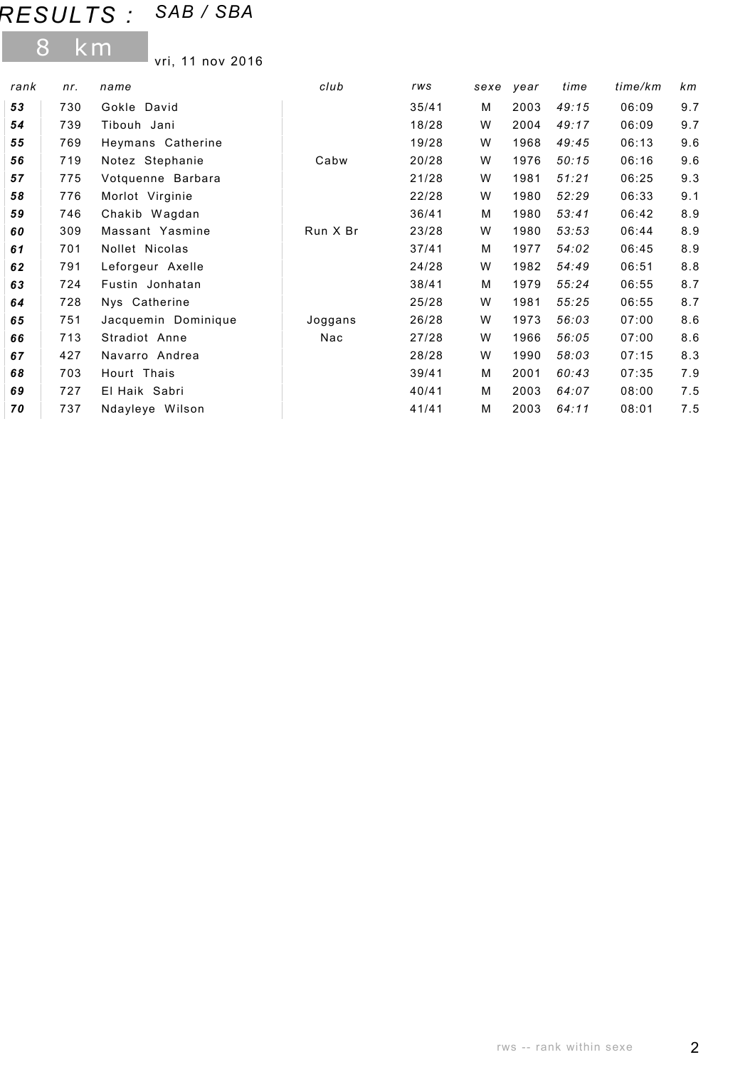# RESULTS : SAB / SBA

8 km

vri, 11 nov 2016

| rank | nr. | name | club | rws | sexe | year | time | time/km | km |
|---|---|---|---|---|---|---|---|---|---|
| **53** | 730 | Gokle David | | 35/41 | M | 2003 | *49:15* | 06:09 | 9.7 |
| **54** | 739 | Tibouh Jani | | 18/28 | W | 2004 | *49:17* | 06:09 | 9.7 |
| **55** | 769 | Heymans Catherine | | 19/28 | W | 1968 | *49:45* | 06:13 | 9.6 |
| **56** | 719 | Notez Stephanie | Cabw | 20/28 | W | 1976 | *50:15* | 06:16 | 9.6 |
| **57** | 775 | Votquenne Barbara | | 21/28 | W | 1981 | *51:21* | 06:25 | 9.3 |
| **58** | 776 | Morlot Virginie | | 22/28 | W | 1980 | *52:29* | 06:33 | 9.1 |
| **59** | 746 | Chakib Wagdan | | 36/41 | M | 1980 | *53:41* | 06:42 | 8.9 |
| **60** | 309 | Massant Yasmine | Run X Br | 23/28 | W | 1980 | *53:53* | 06:44 | 8.9 |
| **61** | 701 | Nollet Nicolas | | 37/41 | M | 1977 | *54:02* | 06:45 | 8.9 |
| **62** | 791 | Leforgeur Axelle | | 24/28 | W | 1982 | *54:49* | 06:51 | 8.8 |
| **63** | 724 | Fustin Jonhatan | | 38/41 | M | 1979 | *55:24* | 06:55 | 8.7 |
| **64** | 728 | Nys Catherine | | 25/28 | W | 1981 | *55:25* | 06:55 | 8.7 |
| **65** | 751 | Jacquemin Dominique | Joggans | 26/28 | W | 1973 | *56:03* | 07:00 | 8.6 |
| **66** | 713 | Stradiot Anne | Nac | 27/28 | W | 1966 | *56:05* | 07:00 | 8.6 |
| **67** | 427 | Navarro Andrea | | 28/28 | W | 1990 | *58:03* | 07:15 | 8.3 |
| **68** | 703 | Hourt Thais | | 39/41 | M | 2001 | *60:43* | 07:35 | 7.9 |
| **69** | 727 | El Haik Sabri | | 40/41 | M | 2003 | *64:07* | 08:00 | 7.5 |
| **70** | 737 | Ndayleye Wilson | | 41/41 | M | 2003 | *64:11* | 08:01 | 7.5 |

rws -- rank within sexe